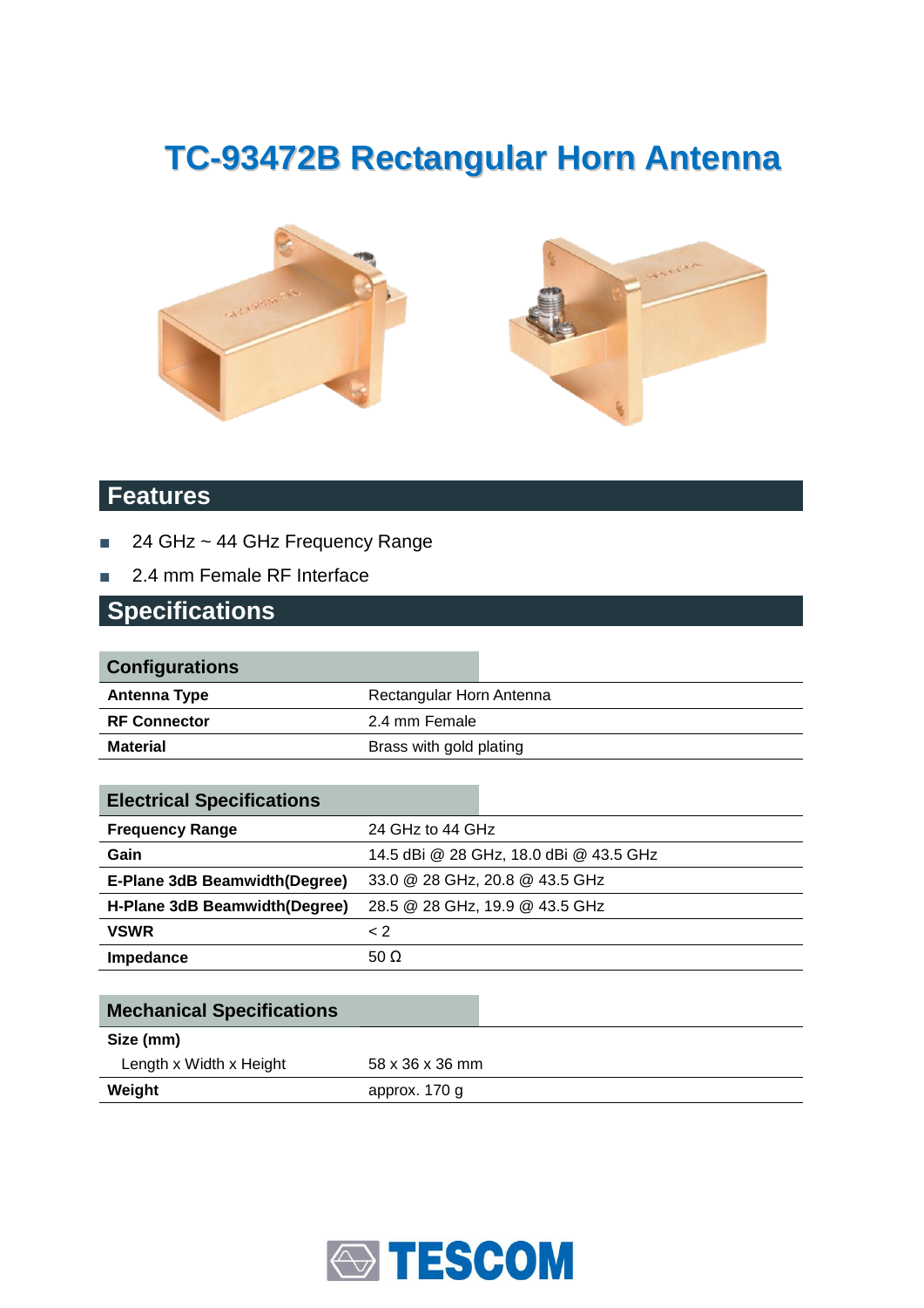# TC-93472B Rectangular Horn Antenna

## Features

- 24 GHz ~ 44 GHz Frequency Range
- 2.4 mm Female RF Interface

## Specifications

| Configurations | |
|---|---|
| **Antenna Type** | Rectangular Horn Antenna |
| **RF Connector** | 2.4 mm Female |
| **Material** | Brass with gold plating |

| Electrical Specifications | |
|---|---|
| **Frequency Range** | 24 GHz to 44 GHz |
| **Gain** | 14.5 dBi @ 28 GHz, 18.0 dBi @ 43.5 GHz |
| **E-Plane 3dB Beamwidth(Degree)** | 33.0 @ 28 GHz, 20.8 @ 43.5 GHz |
| **H-Plane 3dB Beamwidth(Degree)** | 28.5 @ 28 GHz, 19.9 @ 43.5 GHz |
| **VSWR** | < 2 |
| **Impedance** | 50 Ω |

| Mechanical Specifications | |
|---|---|
| **Size (mm)** | |
| Length x Width x Height | 58 x 36 x 36 mm |
| **Weight** | approx. 170 g |

TESCOM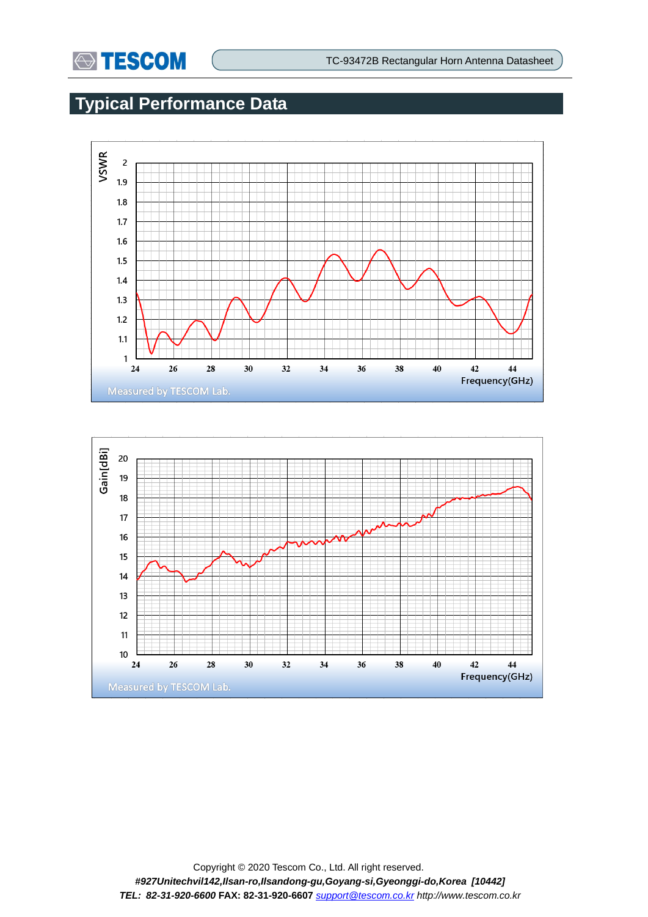## Typical Performance Data

VSWR

2
1.9
1.8
1.7
1.6
1.5
1.4
1.3
1.2
1.1
1

24 26 28 30 32 34 36 38 40 42 44

Frequency(GHz)

Measured by TESCOM Lab.

Gain[dBi]

20
19
18
17
16
15
14
13
12
11
10

24 26 28 30 32 34 36 38 40 42 44

Frequency(GHz)

Measured by TESCOM Lab.

Copyright © 2020 Tescom Co., Ltd. All right reserved.

***#927Unitechvil142,Ilsan-ro,Ilsandong-gu,Goyang-si,Gyeonggi-do,Korea [10442]***

***TEL: 82-31-920-6600*** **FAX: 82-31-920-6607** *support@tescom.co.kr http://www.tescom.co.kr*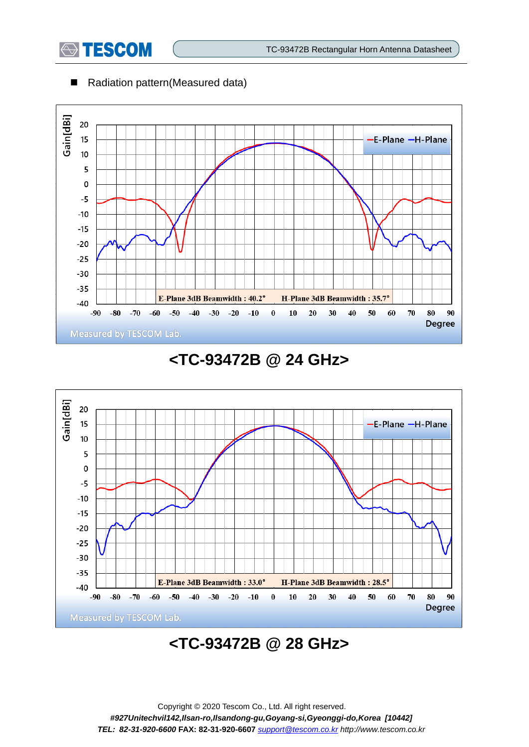■ Radiation pattern(Measured data)

E-Plane 3dB Beamwidth : 40.2° H-Plane 3dB Beamwidth : 35.7°

Measured by TESCOM Lab.

**<TC-93472B @ 24 GHz>**

E-Plane 3dB Beamwidth : 33.0° H-Plane 3dB Beamwidth : 28.5°

Measured by TESCOM Lab.

**<TC-93472B @ 28 GHz>**

Copyright © 2020 Tescom Co., Ltd. All right reserved.

*#927Unitechvil142,Ilsan-ro,Ilsandong-gu,Goyang-si,Gyeonggi-do,Korea [10442]*

*TEL: 82-31-920-6600* **FAX: 82-31-920-6607** *support@tescom.co.kr http://www.tescom.co.kr*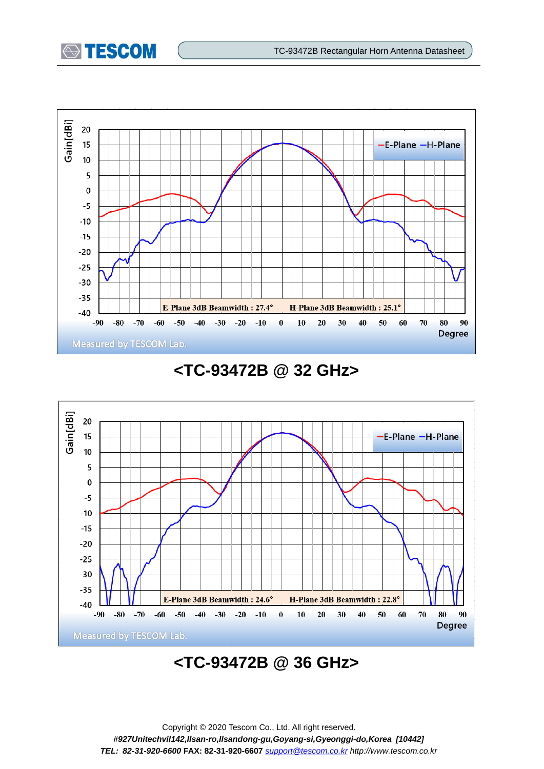Gain[dBi]

E-Plane H-Plane

E-Plane 3dB Beamwidth : 27.4°   H-Plane 3dB Beamwidth : 25.1°

Degree

Measured by TESCOM Lab.

## <TC-93472B @ 32 GHz>

Gain[dBi]

E-Plane H-Plane

E-Plane 3dB Beamwidth : 24.6°   H-Plane 3dB Beamwidth : 22.8°

Degree

Measured by TESCOM Lab.

## <TC-93472B @ 36 GHz>

Copyright © 2020 Tescom Co., Ltd. All right reserved.

*#927Unitechvil142,Ilsan-ro,Ilsandong-gu,Goyang-si,Gyeonggi-do,Korea [10442]*

*TEL: 82-31-920-6600* **FAX: 82-31-920-6607** *support@tescom.co.kr http://www.tescom.co.kr*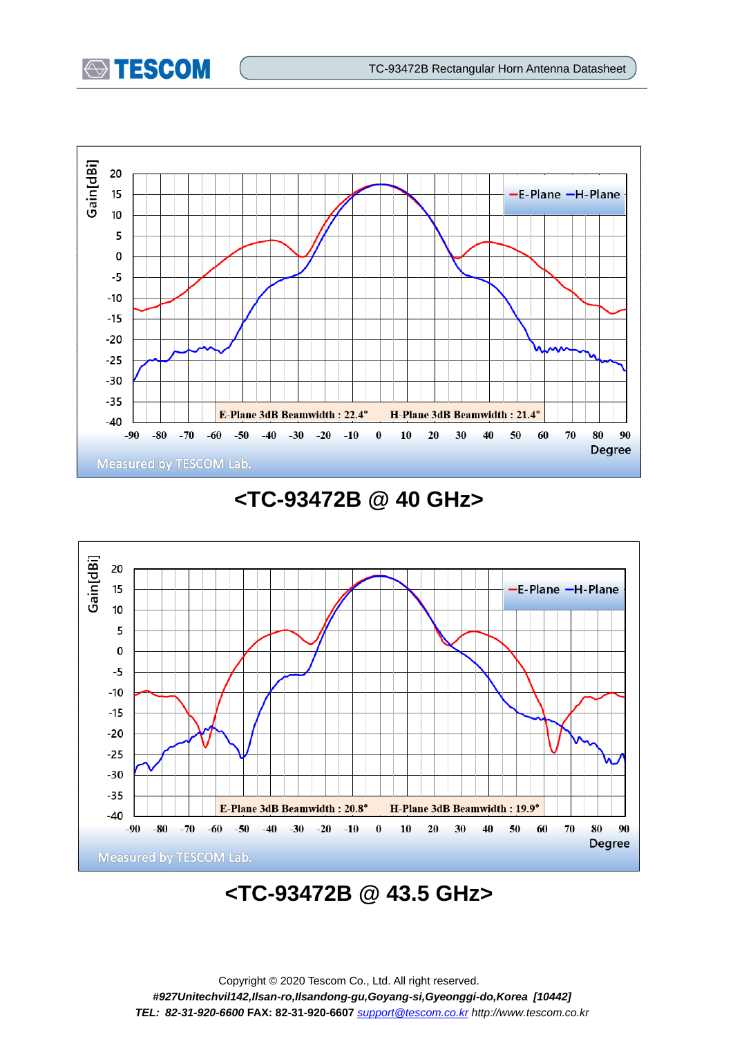E-Plane 3dB Beamwidth : 22.4°　H-Plane 3dB Beamwidth : 21.4°

Measured by TESCOM Lab.

**<TC-93472B @ 40 GHz>**

E-Plane 3dB Beamwidth : 20.8°　H-Plane 3dB Beamwidth : 19.9°

Measured by TESCOM Lab.

**<TC-93472B @ 43.5 GHz>**

Copyright © 2020 Tescom Co., Ltd. All right reserved.

*#927Unitechvil142,Ilsan-ro,Ilsandong-gu,Goyang-si,Gyeonggi-do,Korea [10442]*

*TEL: 82-31-920-6600* **FAX: 82-31-920-6607** *support@tescom.co.kr http://www.tescom.co.kr*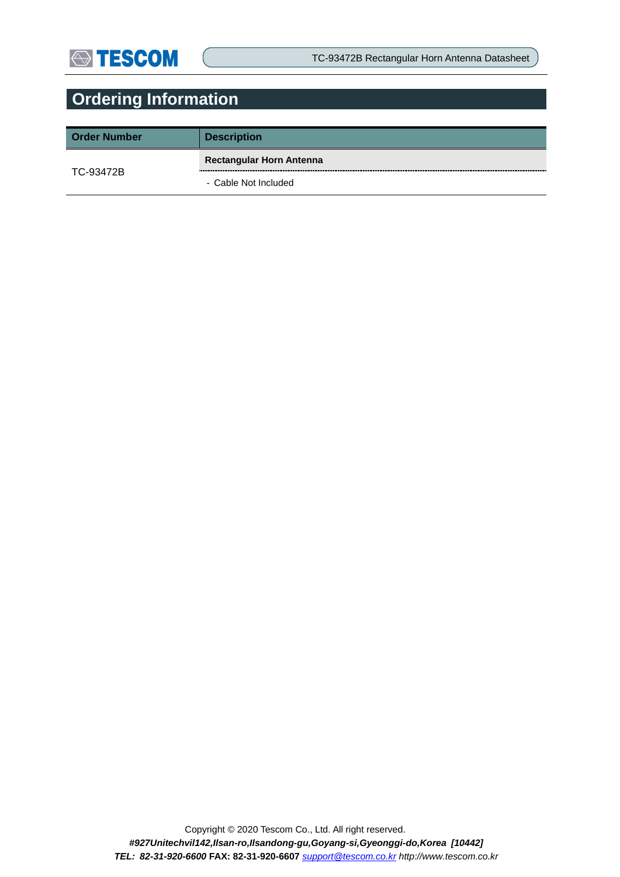# Ordering Information

| Order Number | Description |
|---|---|
| TC-93472B | **Rectangular Horn Antenna**<br>- Cable Not Included |

Copyright © 2020 Tescom Co., Ltd. All right reserved.
***#927Unitechvil142,Ilsan-ro,Ilsandong-gu,Goyang-si,Gyeonggi-do,Korea [10442]***
***TEL: 82-31-920-6600*** **FAX: 82-31-920-6607** *support@tescom.co.kr http://www.tescom.co.kr*